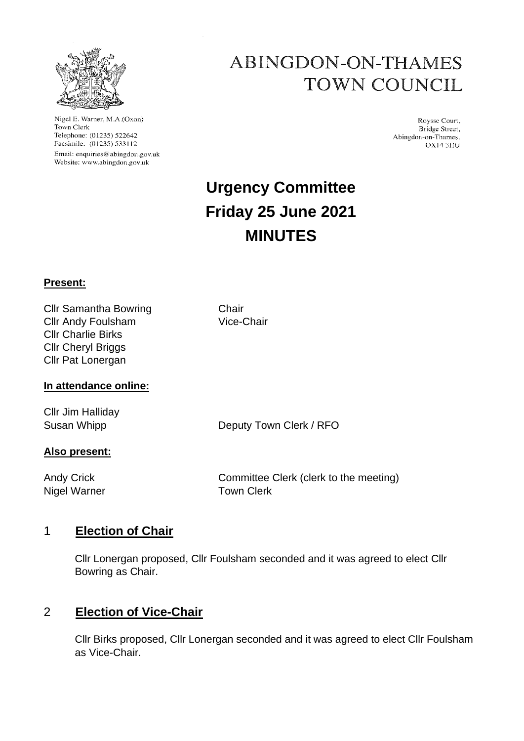# ABINGDON-ON-THAMES TOWN COUNCIL

Nigel E. Warner, M.A.(Oxon)
Town Clerk
Telephone: (01235) 522642
Facsimile: (01235) 533112
Email: enquiries@abingdon.gov.uk
Website: www.abingdon.gov.uk

Roysse Court,
Bridge Street,
Abingdon-on-Thames.
OX14 3HU

# Urgency Committee
# Friday 25 June 2021
# MINUTES

**Present:**

| | |
|---|---|
| Cllr Samantha Bowring | Chair |
| Cllr Andy Foulsham | Vice-Chair |
| Cllr Charlie Birks | |
| Cllr Cheryl Briggs | |
| Cllr Pat Lonergan | |

**In attendance online:**

| | |
|---|---|
| Cllr Jim Halliday | |
| Susan Whipp | Deputy Town Clerk / RFO |

**Also present:**

| | |
|---|---|
| Andy Crick | Committee Clerk (clerk to the meeting) |
| Nigel Warner | Town Clerk |

## 1 Election of Chair

Cllr Lonergan proposed, Cllr Foulsham seconded and it was agreed to elect Cllr Bowring as Chair.

## 2 Election of Vice-Chair

Cllr Birks proposed, Cllr Lonergan seconded and it was agreed to elect Cllr Foulsham as Vice-Chair.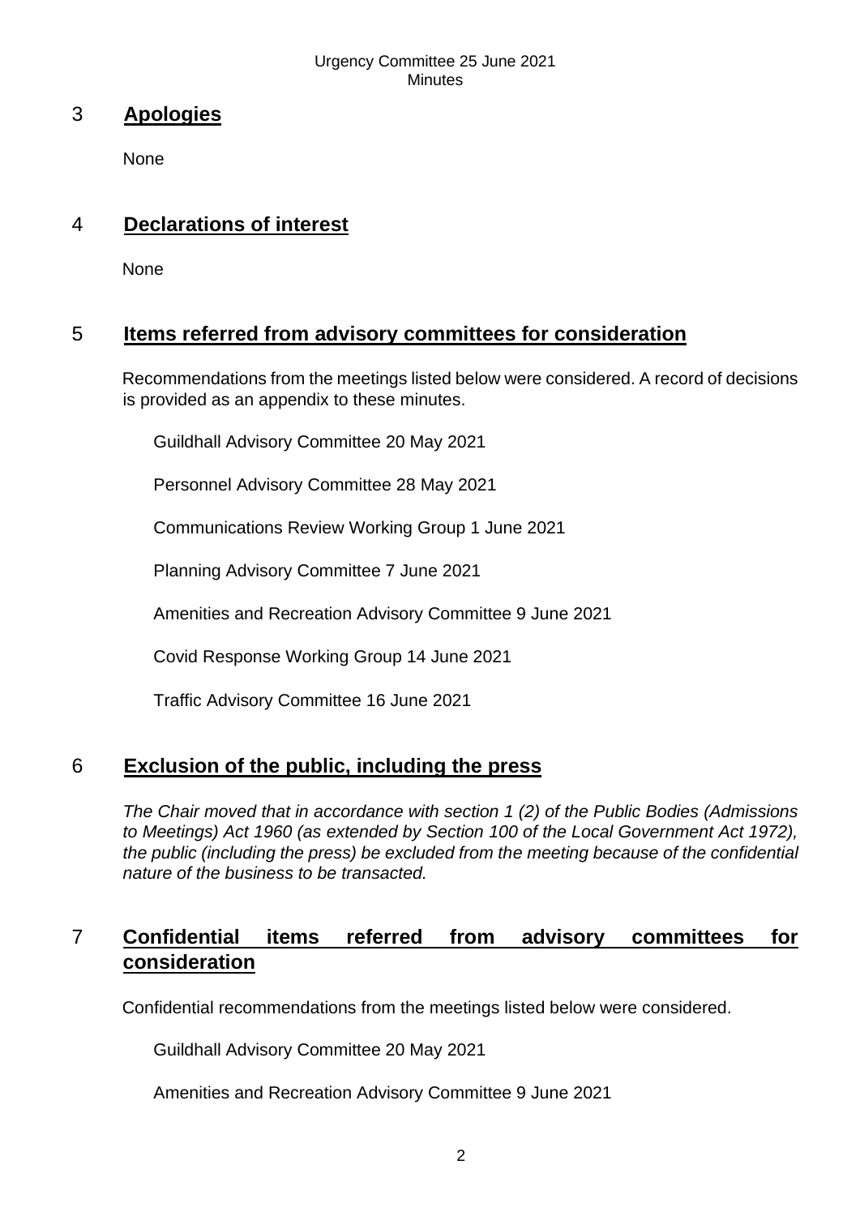## 3 Apologies

None

## 4 Declarations of interest

None

## 5 Items referred from advisory committees for consideration

Recommendations from the meetings listed below were considered. A record of decisions is provided as an appendix to these minutes.

Guildhall Advisory Committee 20 May 2021

Personnel Advisory Committee 28 May 2021

Communications Review Working Group 1 June 2021

Planning Advisory Committee 7 June 2021

Amenities and Recreation Advisory Committee 9 June 2021

Covid Response Working Group 14 June 2021

Traffic Advisory Committee 16 June 2021

## 6 Exclusion of the public, including the press

*The Chair moved that in accordance with section 1 (2) of the Public Bodies (Admissions to Meetings) Act 1960 (as extended by Section 100 of the Local Government Act 1972), the public (including the press) be excluded from the meeting because of the confidential nature of the business to be transacted.*

## 7 Confidential items referred from advisory committees for consideration

Confidential recommendations from the meetings listed below were considered.

Guildhall Advisory Committee 20 May 2021

Amenities and Recreation Advisory Committee 9 June 2021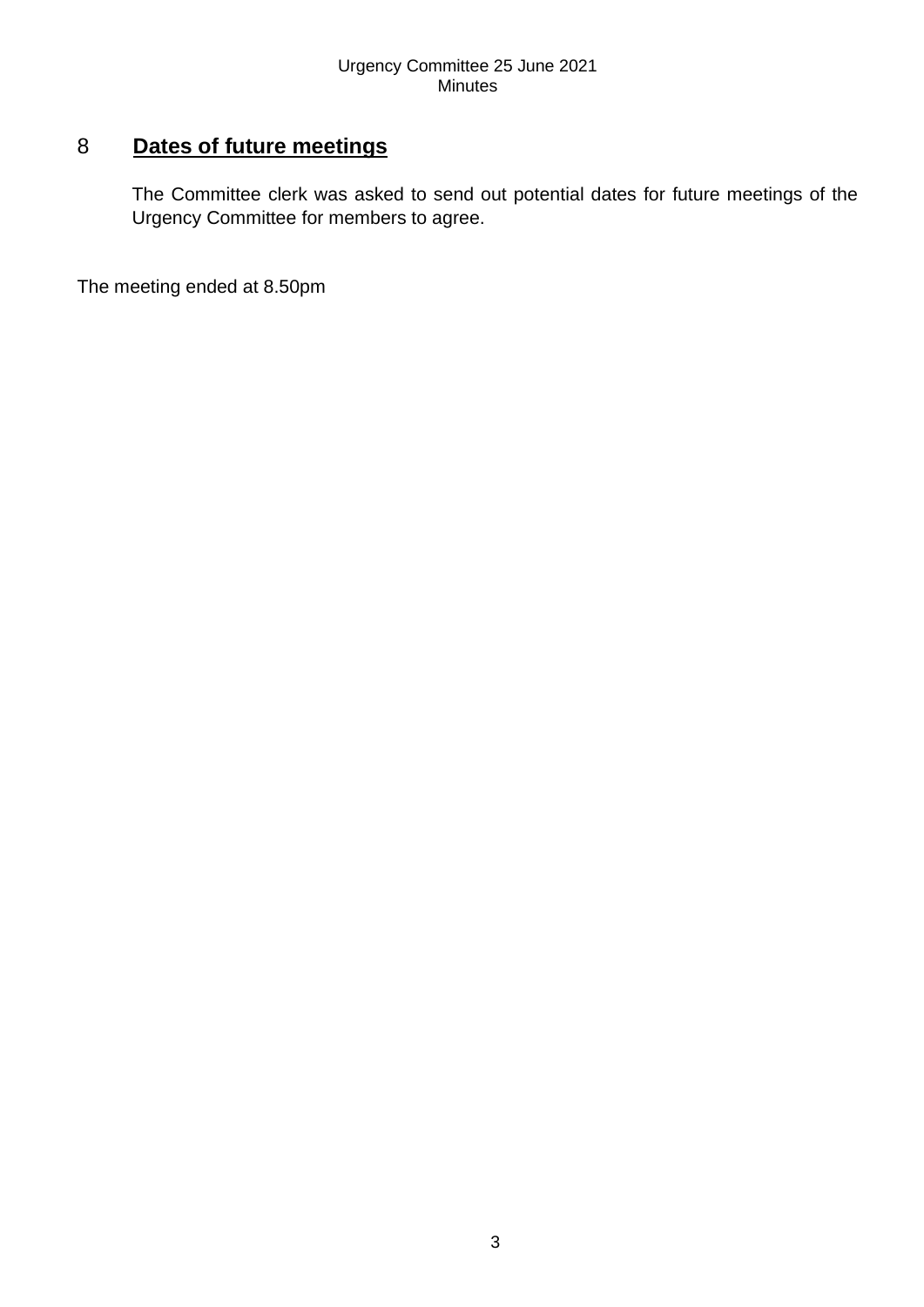## 8 Dates of future meetings

The Committee clerk was asked to send out potential dates for future meetings of the Urgency Committee for members to agree.

The meeting ended at 8.50pm